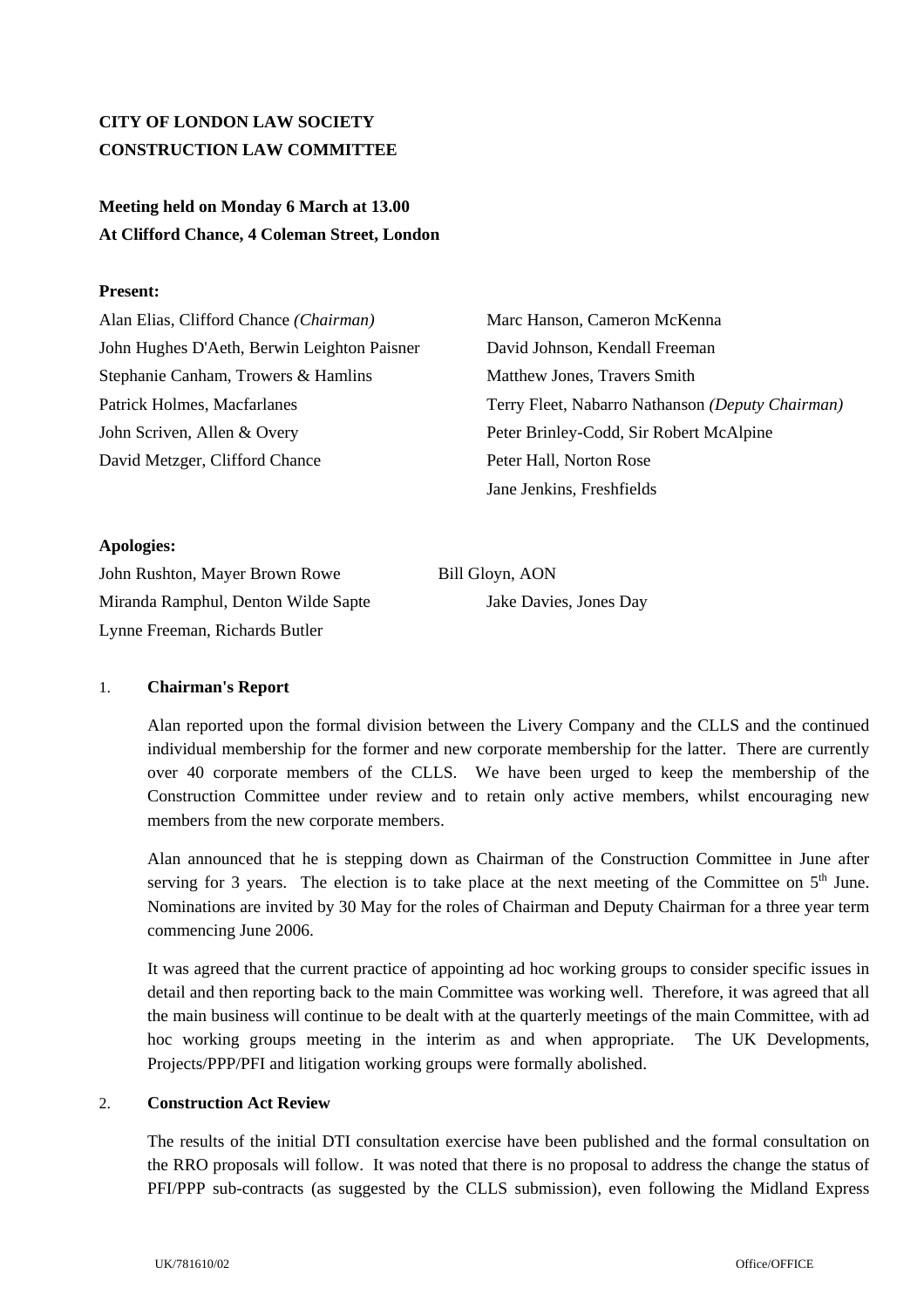**CITY OF LONDON LAW SOCIETY**
**CONSTRUCTION LAW COMMITTEE**

**Meeting held on Monday 6 March at 13.00**
**At Clifford Chance, 4 Coleman Street, London**

**Present:**

Alan Elias, Clifford Chance *(Chairman)*
John Hughes D'Aeth, Berwin Leighton Paisner
Stephanie Canham, Trowers & Hamlins
Patrick Holmes, Macfarlanes
John Scriven, Allen & Overy
David Metzger, Clifford Chance
Marc Hanson, Cameron McKenna
David Johnson, Kendall Freeman
Matthew Jones, Travers Smith
Terry Fleet, Nabarro Nathanson *(Deputy Chairman)*
Peter Brinley-Codd, Sir Robert McAlpine
Peter Hall, Norton Rose
Jane Jenkins, Freshfields

**Apologies:**

John Rushton, Mayer Brown Rowe
Miranda Ramphul, Denton Wilde Sapte
Lynne Freeman, Richards Butler
Bill Gloyn, AON
Jake Davies, Jones Day

1. **Chairman's Report**

   Alan reported upon the formal division between the Livery Company and the CLLS and the continued individual membership for the former and new corporate membership for the latter. There are currently over 40 corporate members of the CLLS. We have been urged to keep the membership of the Construction Committee under review and to retain only active members, whilst encouraging new members from the new corporate members.

   Alan announced that he is stepping down as Chairman of the Construction Committee in June after serving for 3 years. The election is to take place at the next meeting of the Committee on 5th June. Nominations are invited by 30 May for the roles of Chairman and Deputy Chairman for a three year term commencing June 2006.

   It was agreed that the current practice of appointing ad hoc working groups to consider specific issues in detail and then reporting back to the main Committee was working well. Therefore, it was agreed that all the main business will continue to be dealt with at the quarterly meetings of the main Committee, with ad hoc working groups meeting in the interim as and when appropriate. The UK Developments, Projects/PPP/PFI and litigation working groups were formally abolished.

2. **Construction Act Review**

   The results of the initial DTI consultation exercise have been published and the formal consultation on the RRO proposals will follow. It was noted that there is no proposal to address the change the status of PFI/PPP sub-contracts (as suggested by the CLLS submission), even following the Midland Express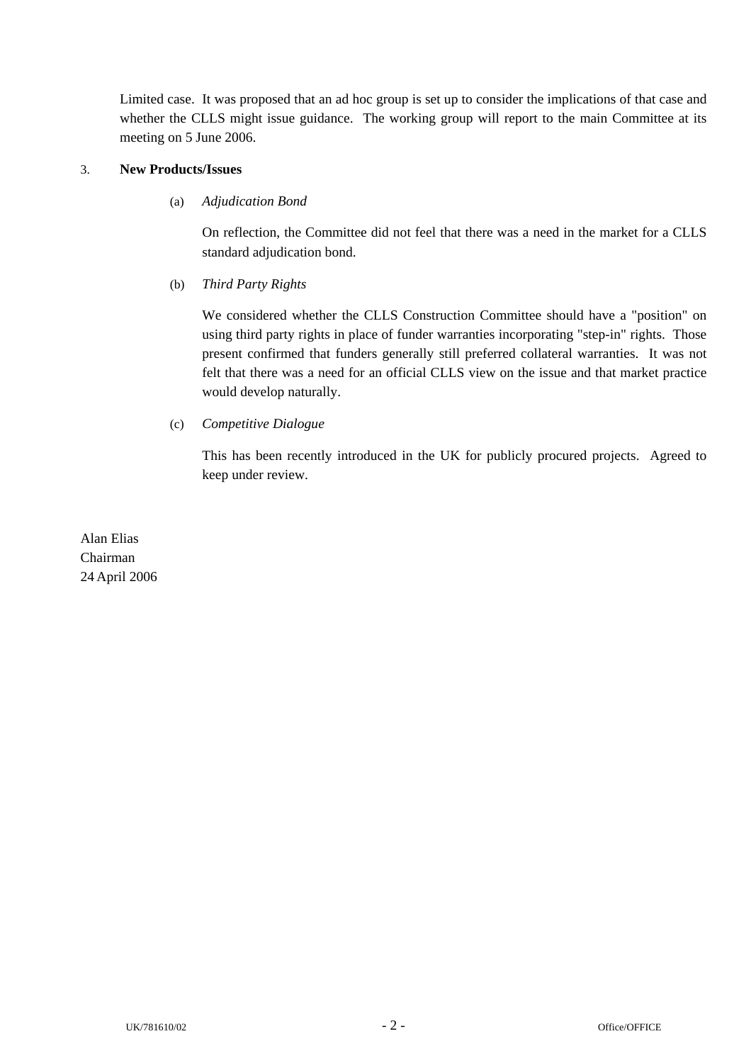Limited case. It was proposed that an ad hoc group is set up to consider the implications of that case and whether the CLLS might issue guidance. The working group will report to the main Committee at its meeting on 5 June 2006.

3. **New Products/Issues**

(a) *Adjudication Bond*

On reflection, the Committee did not feel that there was a need in the market for a CLLS standard adjudication bond.

(b) *Third Party Rights*

We considered whether the CLLS Construction Committee should have a "position" on using third party rights in place of funder warranties incorporating "step-in" rights. Those present confirmed that funders generally still preferred collateral warranties. It was not felt that there was a need for an official CLLS view on the issue and that market practice would develop naturally.

(c) *Competitive Dialogue*

This has been recently introduced in the UK for publicly procured projects. Agreed to keep under review.

Alan Elias
Chairman
24 April 2006